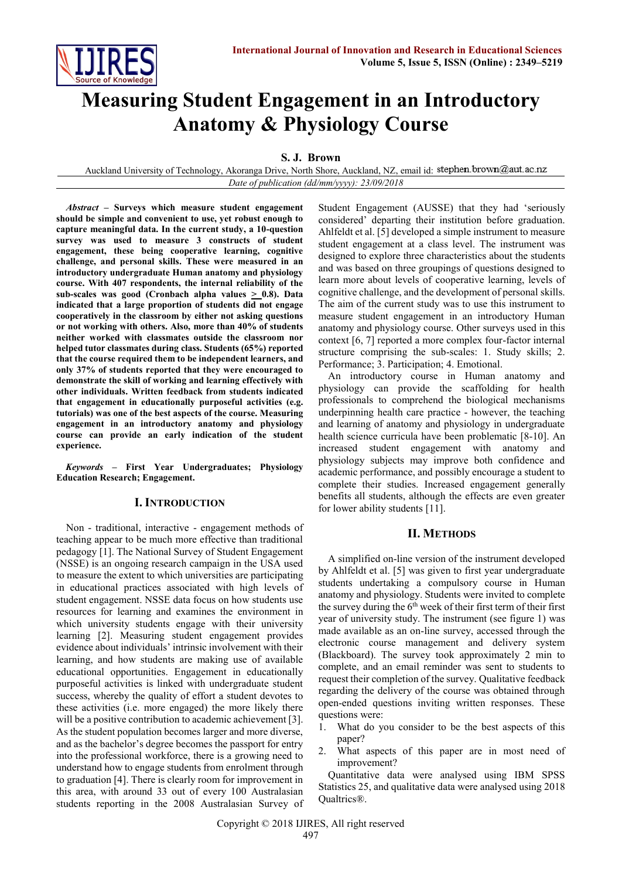// Measuring Student Engagement in an Introductory Anatomy & Physiology Course

# Measuring Student Engagement in an Introductory Anatomy & Physiology Course

**S. J. Brown**

Auckland University of Technology, Akoranga Drive, North Shore, Auckland, NZ, email id: stephen.brown@aut.ac.nz

*Date of publication (dd/mm/yyyy): 23/09/2018*

***Abstract* – Surveys which measure student engagement should be simple and convenient to use, yet robust enough to capture meaningful data. In the current study, a 10-question survey was used to measure 3 constructs of student engagement, these being cooperative learning, cognitive challenge, and personal skills. These were measured in an introductory undergraduate Human anatomy and physiology course. With 407 respondents, the internal reliability of the sub-scales was good (Cronbach alpha values $\geq$ 0.8). Data indicated that a large proportion of students did not engage cooperatively in the classroom by either not asking questions or not working with others. Also, more than 40% of students neither worked with classmates outside the classroom nor helped tutor classmates during class. Students (65%) reported that the course required them to be independent learners, and only 37% of students reported that they were encouraged to demonstrate the skill of working and learning effectively with other individuals. Written feedback from students indicated that engagement in educationally purposeful activities (e.g. tutorials) was one of the best aspects of the course. Measuring engagement in an introductory anatomy and physiology course can provide an early indication of the student experience.**

***Keywords* – First Year Undergraduates; Physiology Education Research; Engagement.**

## I. Introduction

Non - traditional, interactive - engagement methods of teaching appear to be much more effective than traditional pedagogy [1]. The National Survey of Student Engagement (NSSE) is an ongoing research campaign in the USA used to measure the extent to which universities are participating in educational practices associated with high levels of student engagement. NSSE data focus on how students use resources for learning and examines the environment in which university students engage with their university learning [2]. Measuring student engagement provides evidence about individuals' intrinsic involvement with their learning, and how students are making use of available educational opportunities. Engagement in educationally purposeful activities is linked with undergraduate student success, whereby the quality of effort a student devotes to these activities (i.e. more engaged) the more likely there will be a positive contribution to academic achievement [3]. As the student population becomes larger and more diverse, and as the bachelor's degree becomes the passport for entry into the professional workforce, there is a growing need to understand how to engage students from enrolment through to graduation [4]. There is clearly room for improvement in this area, with around 33 out of every 100 Australasian students reporting in the 2008 Australasian Survey of Student Engagement (AUSSE) that they had 'seriously considered' departing their institution before graduation. Ahlfeldt et al. [5] developed a simple instrument to measure student engagement at a class level. The instrument was designed to explore three characteristics about the students and was based on three groupings of questions designed to learn more about levels of cooperative learning, levels of cognitive challenge, and the development of personal skills. The aim of the current study was to use this instrument to measure student engagement in an introductory Human anatomy and physiology course. Other surveys used in this context [6, 7] reported a more complex four-factor internal structure comprising the sub-scales: 1. Study skills; 2. Performance; 3. Participation; 4. Emotional.

An introductory course in Human anatomy and physiology can provide the scaffolding for health professionals to comprehend the biological mechanisms underpinning health care practice - however, the teaching and learning of anatomy and physiology in undergraduate health science curricula have been problematic [8-10]. An increased student engagement with anatomy and physiology subjects may improve both confidence and academic performance, and possibly encourage a student to complete their studies. Increased engagement generally benefits all students, although the effects are even greater for lower ability students [11].

## II. Methods

A simplified on-line version of the instrument developed by Ahlfeldt et al. [5] was given to first year undergraduate students undertaking a compulsory course in Human anatomy and physiology. Students were invited to complete the survey during the 6th week of their first term of their first year of university study. The instrument (see figure 1) was made available as an on-line survey, accessed through the electronic course management and delivery system (Blackboard). The survey took approximately 2 min to complete, and an email reminder was sent to students to request their completion of the survey. Qualitative feedback regarding the delivery of the course was obtained through open-ended questions inviting written responses. These questions were:

1. What do you consider to be the best aspects of this paper?
2. What aspects of this paper are in most need of improvement?

Quantitative data were analysed using IBM SPSS Statistics 25, and qualitative data were analysed using 2018 Qualtrics®.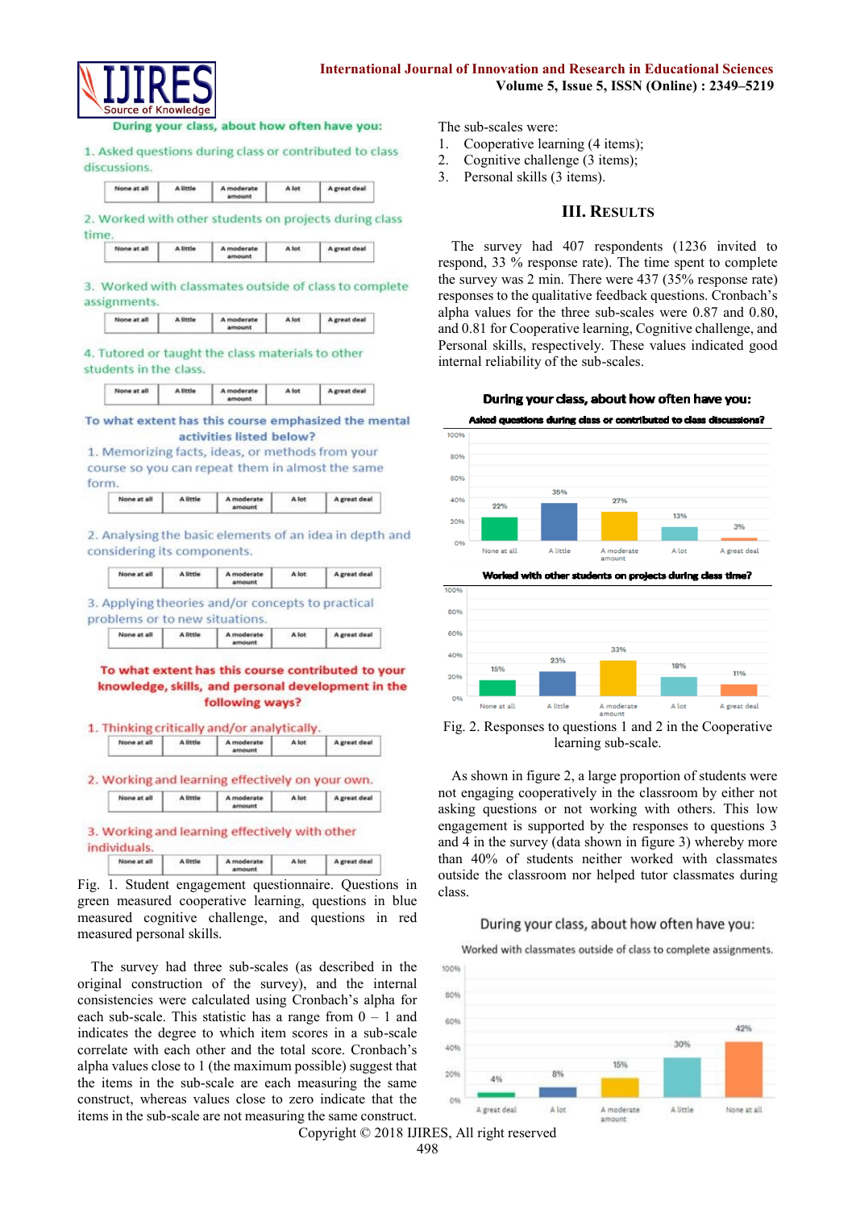During your class, about how often have you:

1. Asked questions during class or contributed to class discussions.

| None at all | A little | A moderate amount | A lot | A great deal |
|---|---|---|---|---|

2. Worked with other students on projects during class time.

| None at all | A little | A moderate amount | A lot | A great deal |
|---|---|---|---|---|

3. Worked with classmates outside of class to complete assignments.

| None at all | A little | A moderate amount | A lot | A great deal |
|---|---|---|---|---|

4. Tutored or taught the class materials to other students in the class.

| None at all | A little | A moderate amount | A lot | A great deal |
|---|---|---|---|---|

To what extent has this course emphasized the mental activities listed below?

1. Memorizing facts, ideas, or methods from your course so you can repeat them in almost the same form.

| None at all | A little | A moderate amount | A lot | A great deal |
|---|---|---|---|---|

2. Analysing the basic elements of an idea in depth and considering its components.

| None at all | A little | A moderate amount | A lot | A great deal |
|---|---|---|---|---|

3. Applying theories and/or concepts to practical problems or to new situations.

| None at all | A little | A moderate amount | A lot | A great deal |
|---|---|---|---|---|

To what extent has this course contributed to your knowledge, skills, and personal development in the following ways?

1. Thinking critically and/or analytically.

| None at all | A little | A moderate amount | A lot | A great deal |
|---|---|---|---|---|

2. Working and learning effectively on your own.

| None at all | A little | A moderate amount | A lot | A great deal |
|---|---|---|---|---|

3. Working and learning effectively with other individuals.

| None at all | A little | A moderate amount | A lot | A great deal |
|---|---|---|---|---|

Fig. 1. Student engagement questionnaire. Questions in green measured cooperative learning, questions in blue measured cognitive challenge, and questions in red measured personal skills.

The survey had three sub-scales (as described in the original construction of the survey), and the internal consistencies were calculated using Cronbach's alpha for each sub-scale. This statistic has a range from 0 – 1 and indicates the degree to which item scores in a sub-scale correlate with each other and the total score. Cronbach's alpha values close to 1 (the maximum possible) suggest that the items in the sub-scale are each measuring the same construct, whereas values close to zero indicate that the items in the sub-scale are not measuring the same construct.

The sub-scales were:

1. Cooperative learning (4 items);
2. Cognitive challenge (3 items);
3. Personal skills (3 items).

## III. Results

The survey had 407 respondents (1236 invited to respond, 33 % response rate). The time spent to complete the survey was 2 min. There were 437 (35% response rate) responses to the qualitative feedback questions. Cronbach's alpha values for the three sub-scales were 0.87 and 0.80, and 0.81 for Cooperative learning, Cognitive challenge, and Personal skills, respectively. These values indicated good internal reliability of the sub-scales.

During your class, about how often have you:

Asked questions during class or contributed to class discussions?

| None at all | A little | A moderate amount | A lot | A great deal |
|---|---|---|---|---|
| 22% | 35% | 27% | 13% | 3% |

Worked with other students on projects during class time?

| None at all | A little | A moderate amount | A lot | A great deal |
|---|---|---|---|---|
| 15% | 23% | 33% | 18% | 11% |

Fig. 2. Responses to questions 1 and 2 in the Cooperative learning sub-scale.

As shown in figure 2, a large proportion of students were not engaging cooperatively in the classroom by either not asking questions or not working with others. This low engagement is supported by the responses to questions 3 and 4 in the survey (data shown in figure 3) whereby more than 40% of students neither worked with classmates outside the classroom nor helped tutor classmates during class.

During your class, about how often have you:

Worked with classmates outside of class to complete assignments.

| A great deal | A lot | A moderate amount | A little | None at all |
|---|---|---|---|---|
| 4% | 8% | 15% | 30% | 42% |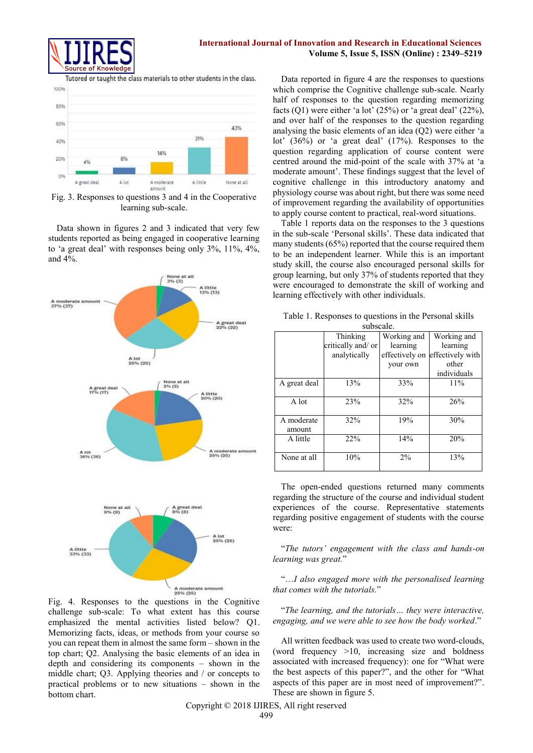Fig. 3. Responses to questions 3 and 4 in the Cooperative learning sub-scale.

Data shown in figures 2 and 3 indicated that very few students reported as being engaged in cooperative learning to 'a great deal' with responses being only 3%, 11%, 4%, and 4%.

Fig. 4. Responses to the questions in the Cognitive challenge sub-scale: To what extent has this course emphasized the mental activities listed below? Q1. Memorizing facts, ideas, or methods from your course so you can repeat them in almost the same form – shown in the top chart; Q2. Analysing the basic elements of an idea in depth and considering its components – shown in the middle chart; Q3. Applying theories and / or concepts to practical problems or to new situations – shown in the bottom chart.

Data reported in figure 4 are the responses to questions which comprise the Cognitive challenge sub-scale. Nearly half of responses to the question regarding memorizing facts (Q1) were either 'a lot' (25%) or 'a great deal' (22%), and over half of the responses to the question regarding analysing the basic elements of an idea (Q2) were either 'a lot' (36%) or 'a great deal' (17%). Responses to the question regarding application of course content were centred around the mid-point of the scale with 37% at 'a moderate amount'. These findings suggest that the level of cognitive challenge in this introductory anatomy and physiology course was about right, but there was some need of improvement regarding the availability of opportunities to apply course content to practical, real-word situations.

Table 1 reports data on the responses to the 3 questions in the sub-scale 'Personal skills'. These data indicated that many students (65%) reported that the course required them to be an independent learner. While this is an important study skill, the course also encouraged personal skills for group learning, but only 37% of students reported that they were encouraged to demonstrate the skill of working and learning effectively with other individuals.

Table 1. Responses to questions in the Personal skills subscale.

| | Thinking critically and/ or analytically | Working and learning effectively on your own | Working and learning effectively with other individuals |
|---|---|---|---|
| A great deal | 13% | 33% | 11% |
| A lot | 23% | 32% | 26% |
| A moderate amount | 32% | 19% | 30% |
| A little | 22% | 14% | 20% |
| None at all | 10% | 2% | 13% |

The open-ended questions returned many comments regarding the structure of the course and individual student experiences of the course. Representative statements regarding positive engagement of students with the course were:

"*The tutors' engagement with the class and hands-on learning was great.*"

"*…I also engaged more with the personalised learning that comes with the tutorials.*"

"*The learning, and the tutorials… they were interactive, engaging, and we were able to see how the body worked.*"

All written feedback was used to create two word-clouds, (word frequency >10, increasing size and boldness associated with increased frequency): one for "What were the best aspects of this paper?", and the other for "What aspects of this paper are in most need of improvement?". These are shown in figure 5.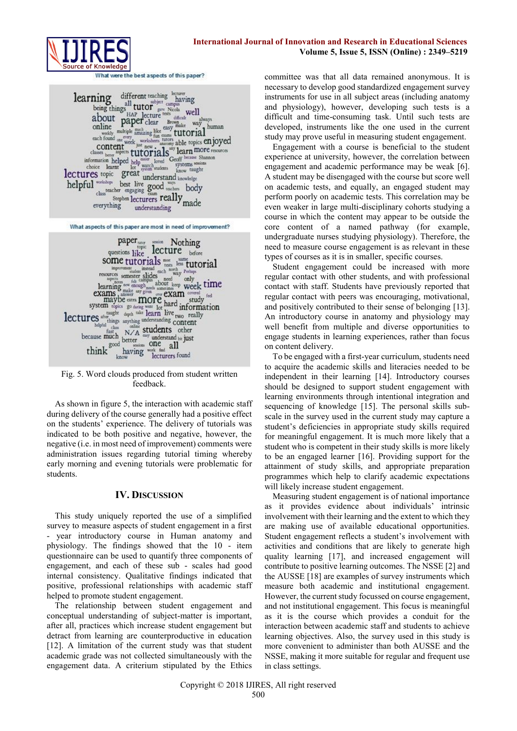What were the best aspects of this paper?

What aspects of this paper are most in need of improvement?

Fig. 5. Word clouds produced from student written feedback.

As shown in figure 5, the interaction with academic staff during delivery of the course generally had a positive effect on the students' experience. The delivery of tutorials was indicated to be both positive and negative, however, the negative (i.e. in most need of improvement) comments were administration issues regarding tutorial timing whereby early morning and evening tutorials were problematic for students.

## IV. Discussion

This study uniquely reported the use of a simplified survey to measure aspects of student engagement in a first - year introductory course in Human anatomy and physiology. The findings showed that the 10 - item questionnaire can be used to quantify three components of engagement, and each of these sub - scales had good internal consistency. Qualitative findings indicated that positive, professional relationships with academic staff helped to promote student engagement.

The relationship between student engagement and conceptual understanding of subject-matter is important, after all, practices which increase student engagement but detract from learning are counterproductive in education [12]. A limitation of the current study was that student academic grade was not collected simultaneously with the engagement data. A criterium stipulated by the Ethics committee was that all data remained anonymous. It is necessary to develop good standardized engagement survey instruments for use in all subject areas (including anatomy and physiology), however, developing such tests is a difficult and time-consuming task. Until such tests are developed, instruments like the one used in the current study may prove useful in measuring student engagement.

Engagement with a course is beneficial to the student experience at university, however, the correlation between engagement and academic performance may be weak [6]. A student may be disengaged with the course but score well on academic tests, and equally, an engaged student may perform poorly on academic tests. This correlation may be even weaker in large multi-disciplinary cohorts studying a course in which the content may appear to be outside the core content of a named pathway (for example, undergraduate nurses studying physiology). Therefore, the need to measure course engagement is as relevant in these types of courses as it is in smaller, specific courses.

Student engagement could be increased with more regular contact with other students, and with professional contact with staff. Students have previously reported that regular contact with peers was encouraging, motivational, and positively contributed to their sense of belonging [13]. An introductory course in anatomy and physiology may well benefit from multiple and diverse opportunities to engage students in learning experiences, rather than focus on content delivery.

To be engaged with a first-year curriculum, students need to acquire the academic skills and literacies needed to be independent in their learning [14]. Introductory courses should be designed to support student engagement with learning environments through intentional integration and sequencing of knowledge [15]. The personal skills sub-scale in the survey used in the current study may capture a student's deficiencies in appropriate study skills required for meaningful engagement. It is much more likely that a student who is competent in their study skills is more likely to be an engaged learner [16]. Providing support for the attainment of study skills, and appropriate preparation programmes which help to clarify academic expectations will likely increase student engagement.

Measuring student engagement is of national importance as it provides evidence about individuals' intrinsic involvement with their learning and the extent to which they are making use of available educational opportunities. Student engagement reflects a student's involvement with activities and conditions that are likely to generate high quality learning [17], and increased engagement will contribute to positive learning outcomes. The NSSE [2] and the AUSSE [18] are examples of survey instruments which measure both academic and institutional engagement. However, the current study focussed on course engagement, and not institutional engagement. This focus is meaningful as it is the course which provides a conduit for the interaction between academic staff and students to achieve learning objectives. Also, the survey used in this study is more convenient to administer than both AUSSE and the NSSE, making it more suitable for regular and frequent use in class settings.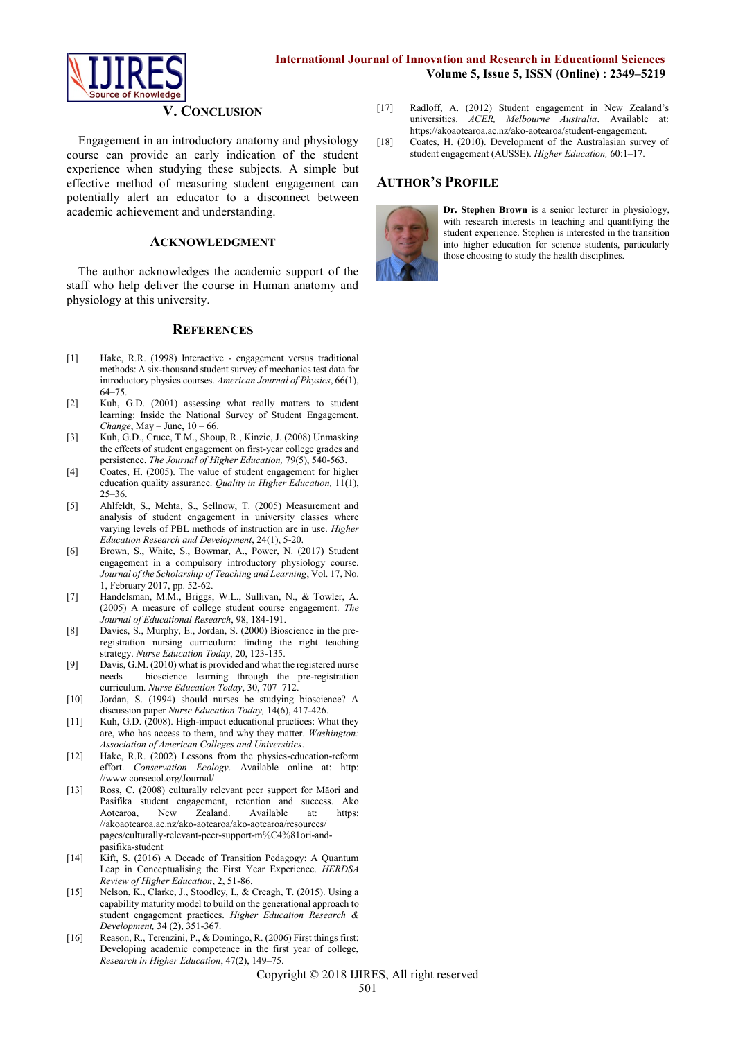## V. Conclusion

Engagement in an introductory anatomy and physiology course can provide an early indication of the student experience when studying these subjects. A simple but effective method of measuring student engagement can potentially alert an educator to a disconnect between academic achievement and understanding.

## Acknowledgment

The author acknowledges the academic support of the staff who help deliver the course in Human anatomy and physiology at this university.

## References

[1] Hake, R.R. (1998) Interactive - engagement versus traditional methods: A six-thousand student survey of mechanics test data for introductory physics courses. *American Journal of Physics*, 66(1), 64–75.

[2] Kuh, G.D. (2001) assessing what really matters to student learning: Inside the National Survey of Student Engagement. *Change*, May – June, 10 – 66.

[3] Kuh, G.D., Cruce, T.M., Shoup, R., Kinzie, J. (2008) Unmasking the effects of student engagement on first-year college grades and persistence. *The Journal of Higher Education,* 79(5), 540-563.

[4] Coates, H. (2005). The value of student engagement for higher education quality assurance. *Quality in Higher Education,* 11(1), 25–36.

[5] Ahlfeldt, S., Mehta, S., Sellnow, T. (2005) Measurement and analysis of student engagement in university classes where varying levels of PBL methods of instruction are in use. *Higher Education Research and Development*, 24(1), 5-20.

[6] Brown, S., White, S., Bowmar, A., Power, N. (2017) Student engagement in a compulsory introductory physiology course. *Journal of the Scholarship of Teaching and Learning*, Vol. 17, No. 1, February 2017, pp. 52-62.

[7] Handelsman, M.M., Briggs, W.L., Sullivan, N., & Towler, A. (2005) A measure of college student course engagement. *The Journal of Educational Research*, 98, 184-191.

[8] Davies, S., Murphy, E., Jordan, S. (2000) Bioscience in the pre-registration nursing curriculum: finding the right teaching strategy. *Nurse Education Today*, 20, 123-135.

[9] Davis, G.M. (2010) what is provided and what the registered nurse needs – bioscience learning through the pre-registration curriculum. *Nurse Education Today*, 30, 707–712.

[10] Jordan, S. (1994) should nurses be studying bioscience? A discussion paper *Nurse Education Today,* 14(6), 417-426.

[11] Kuh, G.D. (2008). High-impact educational practices: What they are, who has access to them, and why they matter. *Washington: Association of American Colleges and Universities*.

[12] Hake, R.R. (2002) Lessons from the physics-education-reform effort. *Conservation Ecology*. Available online at: http: //www.consecol.org/Journal/

[13] Ross, C. (2008) culturally relevant peer support for Māori and Pasifika student engagement, retention and success. Ako Aotearoa, New Zealand. Available at: https: //akoaotearoa.ac.nz/ako-aotearoa/ako-aotearoa/resources/ pages/culturally-relevant-peer-support-m%C4%81ori-and-pasifika-student

[14] Kift, S. (2016) A Decade of Transition Pedagogy: A Quantum Leap in Conceptualising the First Year Experience. *HERDSA Review of Higher Education*, 2, 51-86.

[15] Nelson, K., Clarke, J., Stoodley, I., & Creagh, T. (2015). Using a capability maturity model to build on the generational approach to student engagement practices. *Higher Education Research & Development,* 34 (2), 351-367.

[16] Reason, R., Terenzini, P., & Domingo, R. (2006) First things first: Developing academic competence in the first year of college, *Research in Higher Education*, 47(2), 149–75.

[17] Radloff, A. (2012) Student engagement in New Zealand's universities. *ACER, Melbourne Australia*. Available at: https://akoaotearoa.ac.nz/ako-aotearoa/student-engagement.

[18] Coates, H. (2010). Development of the Australasian survey of student engagement (AUSSE). *Higher Education,* 60:1–17.

## Author's Profile

**Dr. Stephen Brown** is a senior lecturer in physiology, with research interests in teaching and quantifying the student experience. Stephen is interested in the transition into higher education for science students, particularly those choosing to study the health disciplines.